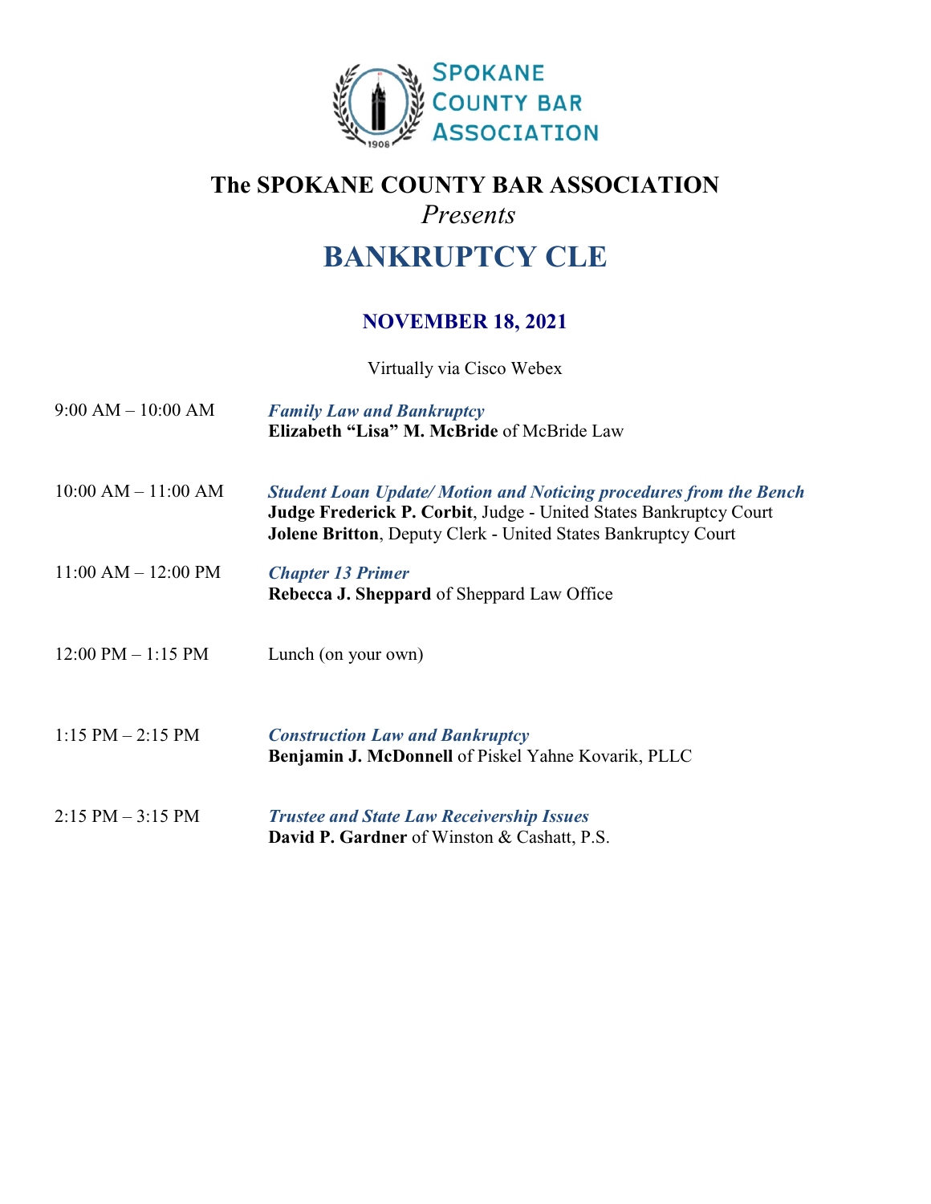SPOKANE COUNTY BAR ASSOCIATION

1908

# The SPOKANE COUNTY BAR ASSOCIATION

*Presents*

# BANKRUPTCY CLE

## NOVEMBER 18, 2021

Virtually via Cisco Webex

| | |
|---|---|
| 9:00 AM – 10:00 AM | ***Family Law and Bankruptcy*** <br> **Elizabeth "Lisa" M. McBride** of McBride Law |
| 10:00 AM – 11:00 AM | ***Student Loan Update/ Motion and Noticing procedures from the Bench*** <br> **Judge Frederick P. Corbit**, Judge - United States Bankruptcy Court <br> **Jolene Britton**, Deputy Clerk - United States Bankruptcy Court |
| 11:00 AM – 12:00 PM | ***Chapter 13 Primer*** <br> **Rebecca J. Sheppard** of Sheppard Law Office |
| 12:00 PM – 1:15 PM | Lunch (on your own) |
| 1:15 PM – 2:15 PM | ***Construction Law and Bankruptcy*** <br> **Benjamin J. McDonnell** of Piskel Yahne Kovarik, PLLC |
| 2:15 PM – 3:15 PM | ***Trustee and State Law Receivership Issues*** <br> **David P. Gardner** of Winston & Cashatt, P.S. |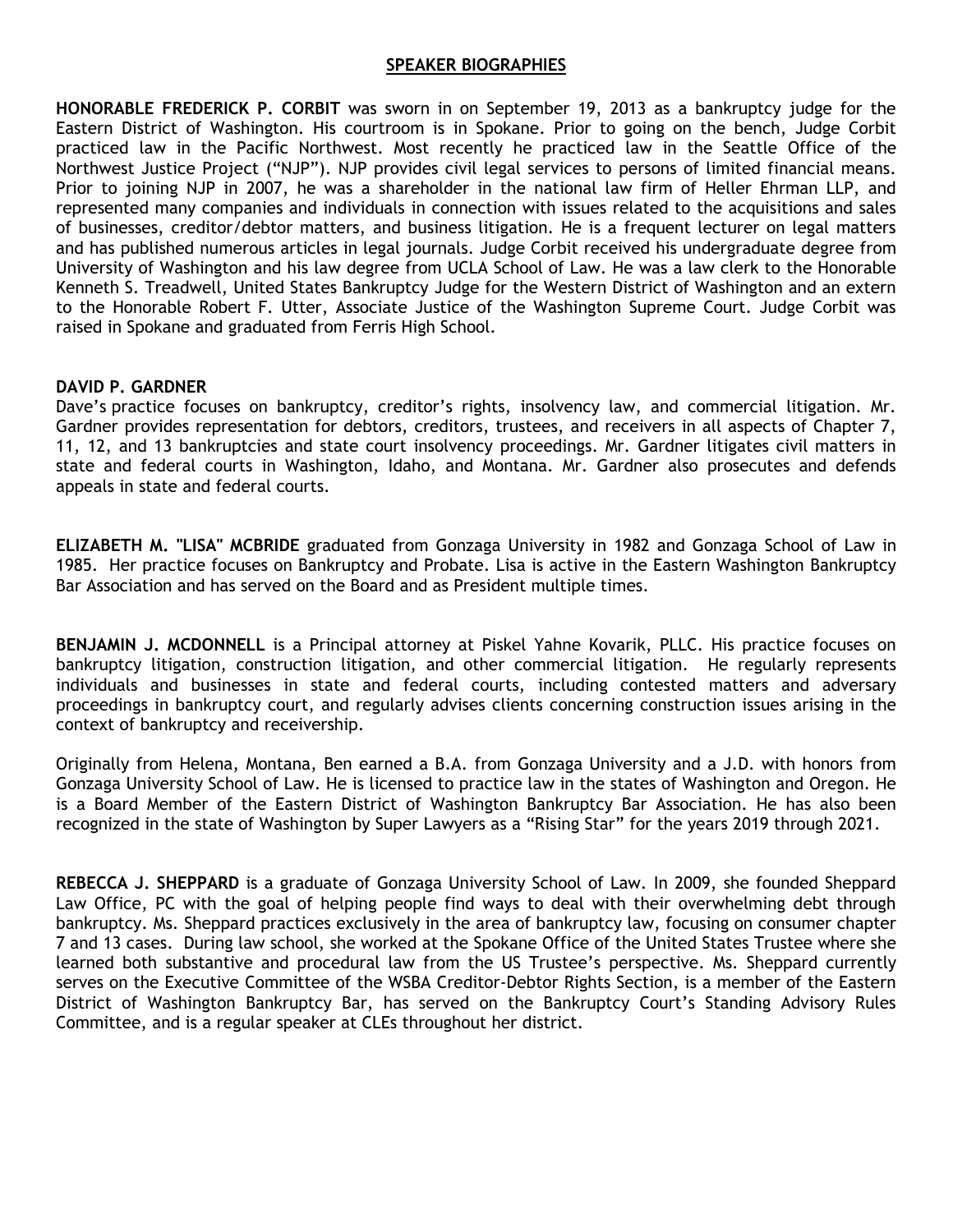## SPEAKER BIOGRAPHIES

**HONORABLE FREDERICK P. CORBIT** was sworn in on September 19, 2013 as a bankruptcy judge for the Eastern District of Washington. His courtroom is in Spokane. Prior to going on the bench, Judge Corbit practiced law in the Pacific Northwest. Most recently he practiced law in the Seattle Office of the Northwest Justice Project ("NJP"). NJP provides civil legal services to persons of limited financial means. Prior to joining NJP in 2007, he was a shareholder in the national law firm of Heller Ehrman LLP, and represented many companies and individuals in connection with issues related to the acquisitions and sales of businesses, creditor/debtor matters, and business litigation. He is a frequent lecturer on legal matters and has published numerous articles in legal journals. Judge Corbit received his undergraduate degree from University of Washington and his law degree from UCLA School of Law. He was a law clerk to the Honorable Kenneth S. Treadwell, United States Bankruptcy Judge for the Western District of Washington and an extern to the Honorable Robert F. Utter, Associate Justice of the Washington Supreme Court. Judge Corbit was raised in Spokane and graduated from Ferris High School.

**DAVID P. GARDNER**
Dave's practice focuses on bankruptcy, creditor's rights, insolvency law, and commercial litigation. Mr. Gardner provides representation for debtors, creditors, trustees, and receivers in all aspects of Chapter 7, 11, 12, and 13 bankruptcies and state court insolvency proceedings. Mr. Gardner litigates civil matters in state and federal courts in Washington, Idaho, and Montana. Mr. Gardner also prosecutes and defends appeals in state and federal courts.

**ELIZABETH M. "LISA" MCBRIDE** graduated from Gonzaga University in 1982 and Gonzaga School of Law in 1985. Her practice focuses on Bankruptcy and Probate. Lisa is active in the Eastern Washington Bankruptcy Bar Association and has served on the Board and as President multiple times.

**BENJAMIN J. MCDONNELL** is a Principal attorney at Piskel Yahne Kovarik, PLLC. His practice focuses on bankruptcy litigation, construction litigation, and other commercial litigation. He regularly represents individuals and businesses in state and federal courts, including contested matters and adversary proceedings in bankruptcy court, and regularly advises clients concerning construction issues arising in the context of bankruptcy and receivership.

Originally from Helena, Montana, Ben earned a B.A. from Gonzaga University and a J.D. with honors from Gonzaga University School of Law. He is licensed to practice law in the states of Washington and Oregon. He is a Board Member of the Eastern District of Washington Bankruptcy Bar Association. He has also been recognized in the state of Washington by Super Lawyers as a "Rising Star" for the years 2019 through 2021.

**REBECCA J. SHEPPARD** is a graduate of Gonzaga University School of Law. In 2009, she founded Sheppard Law Office, PC with the goal of helping people find ways to deal with their overwhelming debt through bankruptcy. Ms. Sheppard practices exclusively in the area of bankruptcy law, focusing on consumer chapter 7 and 13 cases. During law school, she worked at the Spokane Office of the United States Trustee where she learned both substantive and procedural law from the US Trustee's perspective. Ms. Sheppard currently serves on the Executive Committee of the WSBA Creditor-Debtor Rights Section, is a member of the Eastern District of Washington Bankruptcy Bar, has served on the Bankruptcy Court's Standing Advisory Rules Committee, and is a regular speaker at CLEs throughout her district.